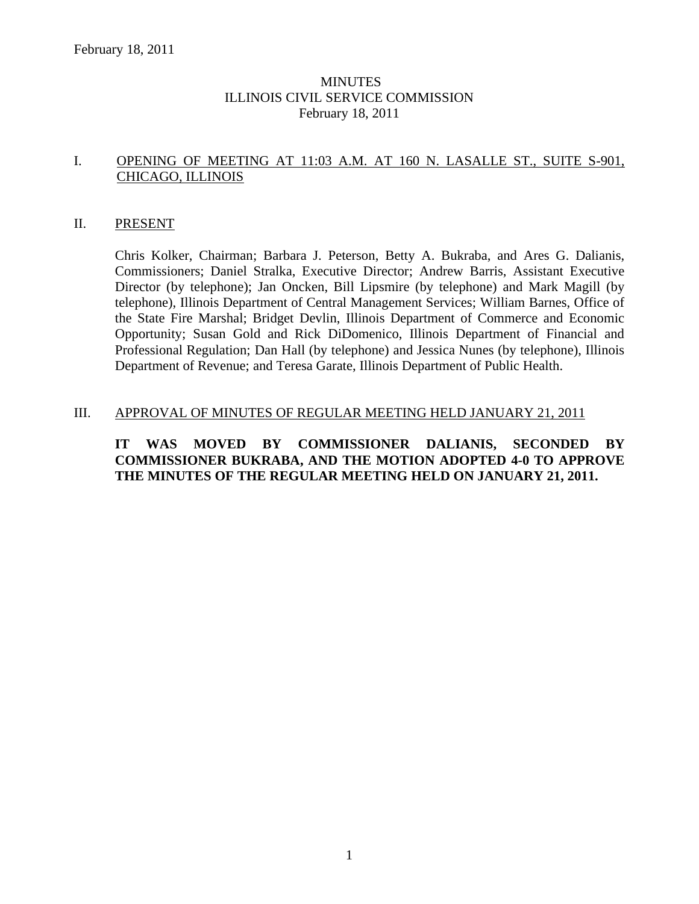# MINUTES
## ILLINOIS CIVIL SERVICE COMMISSION
### February 18, 2011

I. OPENING OF MEETING AT 11:03 A.M. AT 160 N. LASALLE ST., SUITE S-901, CHICAGO, ILLINOIS

II. PRESENT

Chris Kolker, Chairman; Barbara J. Peterson, Betty A. Bukraba, and Ares G. Dalianis, Commissioners; Daniel Stralka, Executive Director; Andrew Barris, Assistant Executive Director (by telephone); Jan Oncken, Bill Lipsmire (by telephone) and Mark Magill (by telephone), Illinois Department of Central Management Services; William Barnes, Office of the State Fire Marshal; Bridget Devlin, Illinois Department of Commerce and Economic Opportunity; Susan Gold and Rick DiDomenico, Illinois Department of Financial and Professional Regulation; Dan Hall (by telephone) and Jessica Nunes (by telephone), Illinois Department of Revenue; and Teresa Garate, Illinois Department of Public Health.

III. APPROVAL OF MINUTES OF REGULAR MEETING HELD JANUARY 21, 2011

**IT WAS MOVED BY COMMISSIONER DALIANIS, SECONDED BY COMMISSIONER BUKRABA, AND THE MOTION ADOPTED 4-0 TO APPROVE THE MINUTES OF THE REGULAR MEETING HELD ON JANUARY 21, 2011.**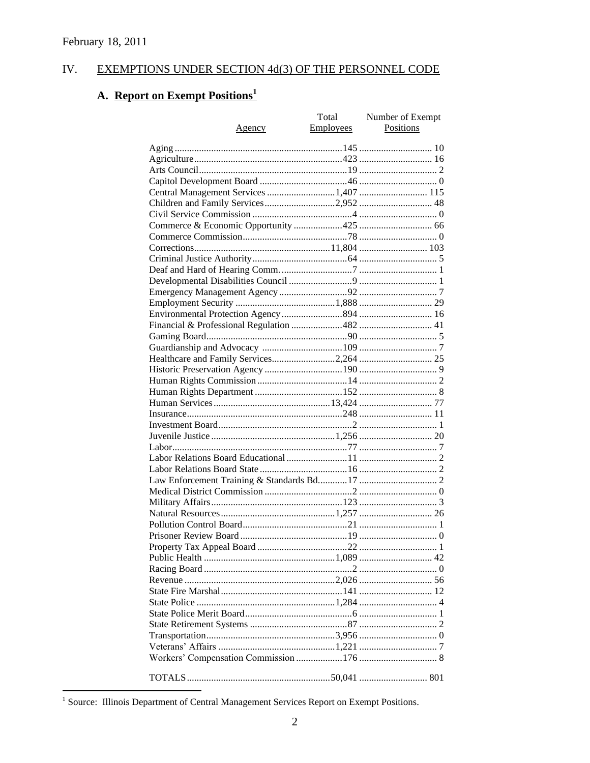February 18, 2011

## IV. EXEMPTIONS UNDER SECTION 4d(3) OF THE PERSONNEL CODE

### A. Report on Exempt Positions[1]

| Agency | Total Employees | Number of Exempt Positions |
|---|---|---|
| Aging | 145 | 10 |
| Agriculture | 423 | 16 |
| Arts Council | 19 | 2 |
| Capitol Development Board | 46 | 0 |
| Central Management Services | 1,407 | 115 |
| Children and Family Services | 2,952 | 48 |
| Civil Service Commission | 4 | 0 |
| Commerce & Economic Opportunity | 425 | 66 |
| Commerce Commission | 78 | 0 |
| Corrections | 11,804 | 103 |
| Criminal Justice Authority | 64 | 5 |
| Deaf and Hard of Hearing Comm. | 7 | 1 |
| Developmental Disabilities Council | 9 | 1 |
| Emergency Management Agency | 92 | 7 |
| Employment Security | 1,888 | 29 |
| Environmental Protection Agency | 894 | 16 |
| Financial & Professional Regulation | 482 | 41 |
| Gaming Board | 90 | 5 |
| Guardianship and Advocacy | 109 | 7 |
| Healthcare and Family Services | 2,264 | 25 |
| Historic Preservation Agency | 190 | 9 |
| Human Rights Commission | 14 | 2 |
| Human Rights Department | 152 | 8 |
| Human Services | 13,424 | 77 |
| Insurance | 248 | 11 |
| Investment Board | 2 | 1 |
| Juvenile Justice | 1,256 | 20 |
| Labor | 77 | 7 |
| Labor Relations Board Educational | 11 | 2 |
| Labor Relations Board State | 16 | 2 |
| Law Enforcement Training & Standards Bd. | 17 | 2 |
| Medical District Commission | 2 | 0 |
| Military Affairs | 123 | 3 |
| Natural Resources | 1,257 | 26 |
| Pollution Control Board | 21 | 1 |
| Prisoner Review Board | 19 | 0 |
| Property Tax Appeal Board | 22 | 1 |
| Public Health | 1,089 | 42 |
| Racing Board | 2 | 0 |
| Revenue | 2,026 | 56 |
| State Fire Marshal | 141 | 12 |
| State Police | 1,284 | 4 |
| State Police Merit Board | 6 | 1 |
| State Retirement Systems | 87 | 2 |
| Transportation | 3,956 | 0 |
| Veterans' Affairs | 1,221 | 7 |
| Workers' Compensation Commission | 176 | 8 |
| TOTALS | 50,041 | 801 |

[1] Source: Illinois Department of Central Management Services Report on Exempt Positions.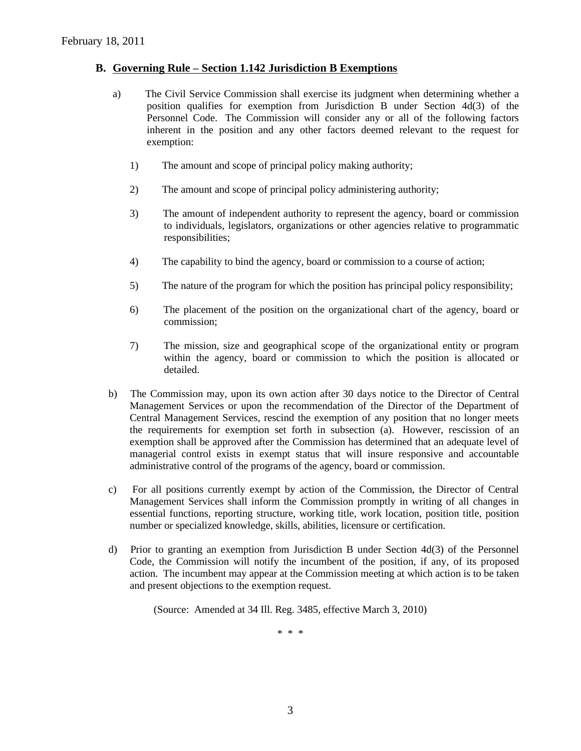February 18, 2011

### B. Governing Rule – Section 1.142 Jurisdiction B Exemptions

a) The Civil Service Commission shall exercise its judgment when determining whether a position qualifies for exemption from Jurisdiction B under Section 4d(3) of the Personnel Code. The Commission will consider any or all of the following factors inherent in the position and any other factors deemed relevant to the request for exemption:

1) The amount and scope of principal policy making authority;

2) The amount and scope of principal policy administering authority;

3) The amount of independent authority to represent the agency, board or commission to individuals, legislators, organizations or other agencies relative to programmatic responsibilities;

4) The capability to bind the agency, board or commission to a course of action;

5) The nature of the program for which the position has principal policy responsibility;

6) The placement of the position on the organizational chart of the agency, board or commission;

7) The mission, size and geographical scope of the organizational entity or program within the agency, board or commission to which the position is allocated or detailed.

b) The Commission may, upon its own action after 30 days notice to the Director of Central Management Services or upon the recommendation of the Director of the Department of Central Management Services, rescind the exemption of any position that no longer meets the requirements for exemption set forth in subsection (a). However, rescission of an exemption shall be approved after the Commission has determined that an adequate level of managerial control exists in exempt status that will insure responsive and accountable administrative control of the programs of the agency, board or commission.

c) For all positions currently exempt by action of the Commission, the Director of Central Management Services shall inform the Commission promptly in writing of all changes in essential functions, reporting structure, working title, work location, position title, position number or specialized knowledge, skills, abilities, licensure or certification.

d) Prior to granting an exemption from Jurisdiction B under Section 4d(3) of the Personnel Code, the Commission will notify the incumbent of the position, if any, of its proposed action. The incumbent may appear at the Commission meeting at which action is to be taken and present objections to the exemption request.

(Source: Amended at 34 Ill. Reg. 3485, effective March 3, 2010)

\* \* \*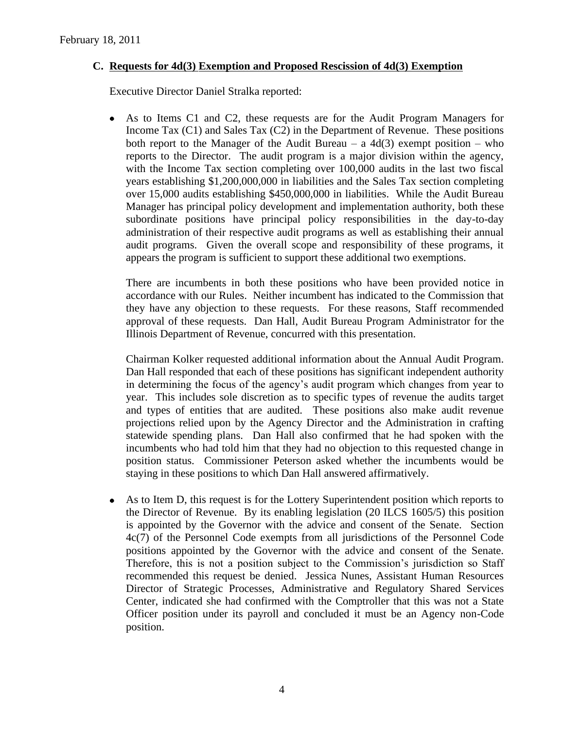February 18, 2011

### C. Requests for 4d(3) Exemption and Proposed Rescission of 4d(3) Exemption

Executive Director Daniel Stralka reported:

- As to Items C1 and C2, these requests are for the Audit Program Managers for Income Tax (C1) and Sales Tax (C2) in the Department of Revenue. These positions both report to the Manager of the Audit Bureau – a 4d(3) exempt position – who reports to the Director. The audit program is a major division within the agency, with the Income Tax section completing over 100,000 audits in the last two fiscal years establishing $1,200,000,000 in liabilities and the Sales Tax section completing over 15,000 audits establishing $450,000,000 in liabilities. While the Audit Bureau Manager has principal policy development and implementation authority, both these subordinate positions have principal policy responsibilities in the day-to-day administration of their respective audit programs as well as establishing their annual audit programs. Given the overall scope and responsibility of these programs, it appears the program is sufficient to support these additional two exemptions.

  There are incumbents in both these positions who have been provided notice in accordance with our Rules. Neither incumbent has indicated to the Commission that they have any objection to these requests. For these reasons, Staff recommended approval of these requests. Dan Hall, Audit Bureau Program Administrator for the Illinois Department of Revenue, concurred with this presentation.

  Chairman Kolker requested additional information about the Annual Audit Program. Dan Hall responded that each of these positions has significant independent authority in determining the focus of the agency's audit program which changes from year to year. This includes sole discretion as to specific types of revenue the audits target and types of entities that are audited. These positions also make audit revenue projections relied upon by the Agency Director and the Administration in crafting statewide spending plans. Dan Hall also confirmed that he had spoken with the incumbents who had told him that they had no objection to this requested change in position status. Commissioner Peterson asked whether the incumbents would be staying in these positions to which Dan Hall answered affirmatively.

- As to Item D, this request is for the Lottery Superintendent position which reports to the Director of Revenue. By its enabling legislation (20 ILCS 1605/5) this position is appointed by the Governor with the advice and consent of the Senate. Section 4c(7) of the Personnel Code exempts from all jurisdictions of the Personnel Code positions appointed by the Governor with the advice and consent of the Senate. Therefore, this is not a position subject to the Commission's jurisdiction so Staff recommended this request be denied. Jessica Nunes, Assistant Human Resources Director of Strategic Processes, Administrative and Regulatory Shared Services Center, indicated she had confirmed with the Comptroller that this was not a State Officer position under its payroll and concluded it must be an Agency non-Code position.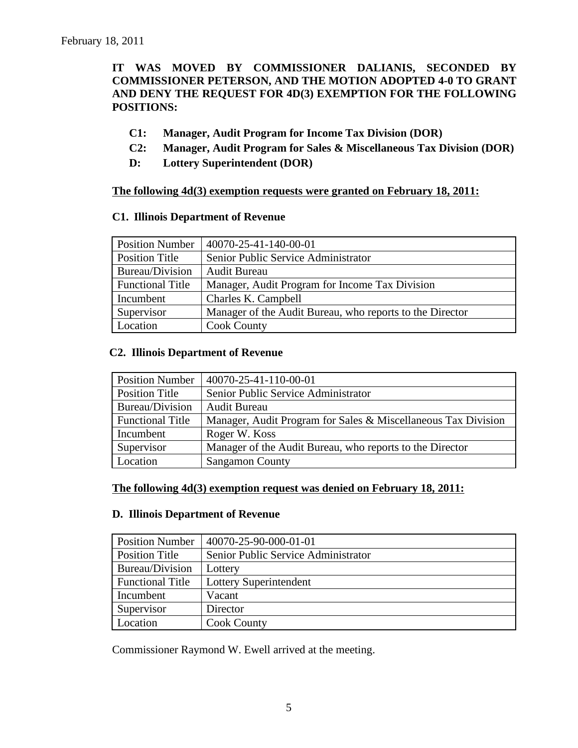February 18, 2011

**IT WAS MOVED BY COMMISSIONER DALIANIS, SECONDED BY COMMISSIONER PETERSON, AND THE MOTION ADOPTED 4-0 TO GRANT AND DENY THE REQUEST FOR 4D(3) EXEMPTION FOR THE FOLLOWING POSITIONS:**

- **C1: Manager, Audit Program for Income Tax Division (DOR)**
- **C2: Manager, Audit Program for Sales & Miscellaneous Tax Division (DOR)**
- **D: Lottery Superintendent (DOR)**

**The following 4d(3) exemption requests were granted on February 18, 2011:**

**C1. Illinois Department of Revenue**

| Position Number | 40070-25-41-140-00-01 |
|---|---|
| Position Title | Senior Public Service Administrator |
| Bureau/Division | Audit Bureau |
| Functional Title | Manager, Audit Program for Income Tax Division |
| Incumbent | Charles K. Campbell |
| Supervisor | Manager of the Audit Bureau, who reports to the Director |
| Location | Cook County |

**C2. Illinois Department of Revenue**

| Position Number | 40070-25-41-110-00-01 |
|---|---|
| Position Title | Senior Public Service Administrator |
| Bureau/Division | Audit Bureau |
| Functional Title | Manager, Audit Program for Sales & Miscellaneous Tax Division |
| Incumbent | Roger W. Koss |
| Supervisor | Manager of the Audit Bureau, who reports to the Director |
| Location | Sangamon County |

**The following 4d(3) exemption request was denied on February 18, 2011:**

**D. Illinois Department of Revenue**

| Position Number | 40070-25-90-000-01-01 |
|---|---|
| Position Title | Senior Public Service Administrator |
| Bureau/Division | Lottery |
| Functional Title | Lottery Superintendent |
| Incumbent | Vacant |
| Supervisor | Director |
| Location | Cook County |

Commissioner Raymond W. Ewell arrived at the meeting.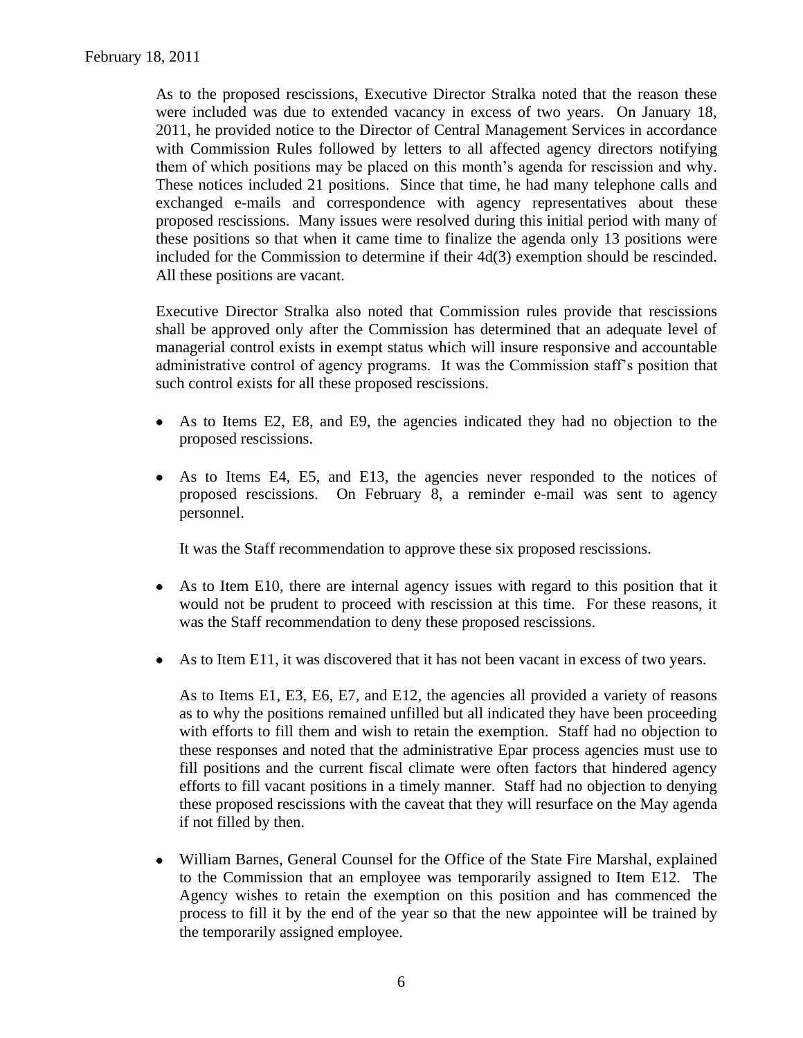As to the proposed rescissions, Executive Director Stralka noted that the reason these were included was due to extended vacancy in excess of two years. On January 18, 2011, he provided notice to the Director of Central Management Services in accordance with Commission Rules followed by letters to all affected agency directors notifying them of which positions may be placed on this month's agenda for rescission and why. These notices included 21 positions. Since that time, he had many telephone calls and exchanged e-mails and correspondence with agency representatives about these proposed rescissions. Many issues were resolved during this initial period with many of these positions so that when it came time to finalize the agenda only 13 positions were included for the Commission to determine if their 4d(3) exemption should be rescinded. All these positions are vacant.

Executive Director Stralka also noted that Commission rules provide that rescissions shall be approved only after the Commission has determined that an adequate level of managerial control exists in exempt status which will insure responsive and accountable administrative control of agency programs. It was the Commission staff's position that such control exists for all these proposed rescissions.

- As to Items E2, E8, and E9, the agencies indicated they had no objection to the proposed rescissions.

- As to Items E4, E5, and E13, the agencies never responded to the notices of proposed rescissions. On February 8, a reminder e-mail was sent to agency personnel.

  It was the Staff recommendation to approve these six proposed rescissions.

- As to Item E10, there are internal agency issues with regard to this position that it would not be prudent to proceed with rescission at this time. For these reasons, it was the Staff recommendation to deny these proposed rescissions.

- As to Item E11, it was discovered that it has not been vacant in excess of two years.

  As to Items E1, E3, E6, E7, and E12, the agencies all provided a variety of reasons as to why the positions remained unfilled but all indicated they have been proceeding with efforts to fill them and wish to retain the exemption. Staff had no objection to these responses and noted that the administrative Epar process agencies must use to fill positions and the current fiscal climate were often factors that hindered agency efforts to fill vacant positions in a timely manner. Staff had no objection to denying these proposed rescissions with the caveat that they will resurface on the May agenda if not filled by then.

- William Barnes, General Counsel for the Office of the State Fire Marshal, explained to the Commission that an employee was temporarily assigned to Item E12. The Agency wishes to retain the exemption on this position and has commenced the process to fill it by the end of the year so that the new appointee will be trained by the temporarily assigned employee.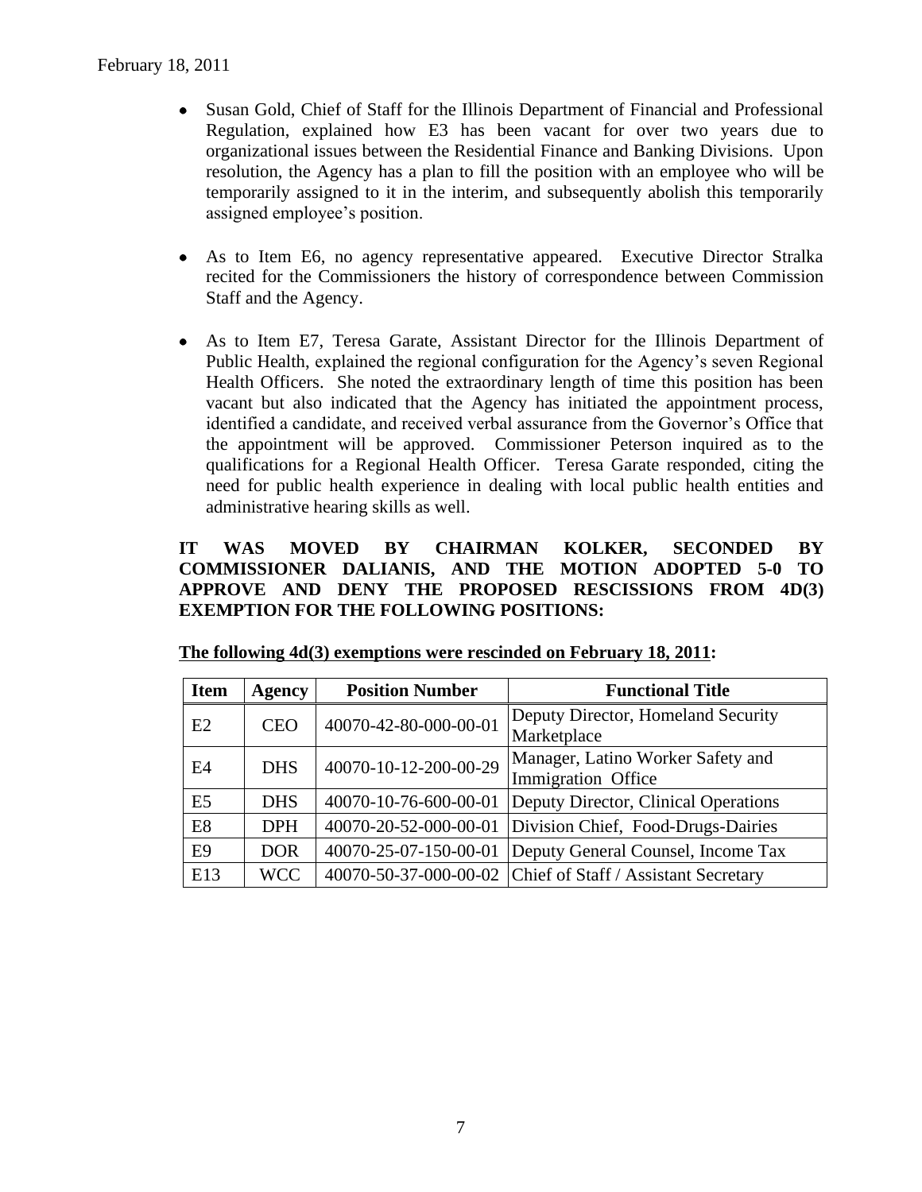- Susan Gold, Chief of Staff for the Illinois Department of Financial and Professional Regulation, explained how E3 has been vacant for over two years due to organizational issues between the Residential Finance and Banking Divisions. Upon resolution, the Agency has a plan to fill the position with an employee who will be temporarily assigned to it in the interim, and subsequently abolish this temporarily assigned employee's position.

- As to Item E6, no agency representative appeared. Executive Director Stralka recited for the Commissioners the history of correspondence between Commission Staff and the Agency.

- As to Item E7, Teresa Garate, Assistant Director for the Illinois Department of Public Health, explained the regional configuration for the Agency's seven Regional Health Officers. She noted the extraordinary length of time this position has been vacant but also indicated that the Agency has initiated the appointment process, identified a candidate, and received verbal assurance from the Governor's Office that the appointment will be approved. Commissioner Peterson inquired as to the qualifications for a Regional Health Officer. Teresa Garate responded, citing the need for public health experience in dealing with local public health entities and administrative hearing skills as well.

**IT WAS MOVED BY CHAIRMAN KOLKER, SECONDED BY COMMISSIONER DALIANIS, AND THE MOTION ADOPTED 5-0 TO APPROVE AND DENY THE PROPOSED RESCISSIONS FROM 4D(3) EXEMPTION FOR THE FOLLOWING POSITIONS:**

**The following 4d(3) exemptions were rescinded on February 18, 2011:**

| Item | Agency | Position Number | Functional Title |
|---|---|---|---|
| E2 | CEO | 40070-42-80-000-00-01 | Deputy Director, Homeland Security Marketplace |
| E4 | DHS | 40070-10-12-200-00-29 | Manager, Latino Worker Safety and Immigration Office |
| E5 | DHS | 40070-10-76-600-00-01 | Deputy Director, Clinical Operations |
| E8 | DPH | 40070-20-52-000-00-01 | Division Chief, Food-Drugs-Dairies |
| E9 | DOR | 40070-25-07-150-00-01 | Deputy General Counsel, Income Tax |
| E13 | WCC | 40070-50-37-000-00-02 | Chief of Staff / Assistant Secretary |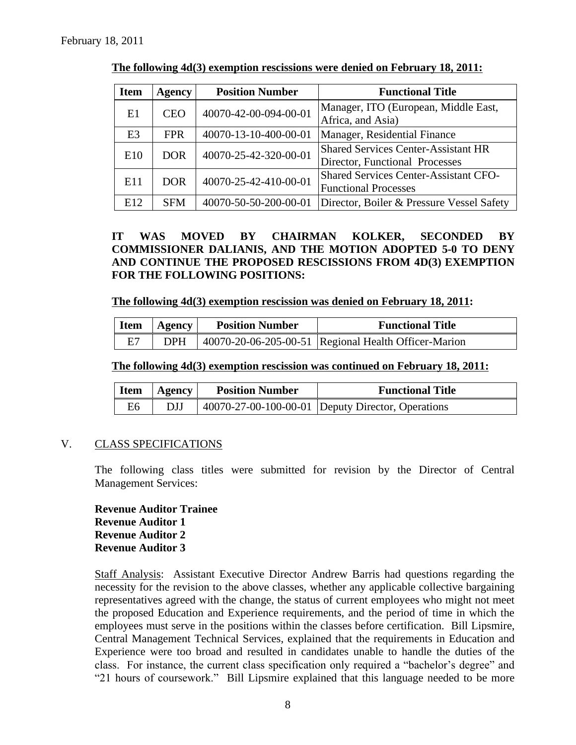February 18, 2011

**The following 4d(3) exemption rescissions were denied on February 18, 2011:**

| Item | Agency | Position Number | Functional Title |
|---|---|---|---|
| E1 | CEO | 40070-42-00-094-00-01 | Manager, ITO (European, Middle East, Africa, and Asia) |
| E3 | FPR | 40070-13-10-400-00-01 | Manager, Residential Finance |
| E10 | DOR | 40070-25-42-320-00-01 | Shared Services Center-Assistant HR Director, Functional Processes |
| E11 | DOR | 40070-25-42-410-00-01 | Shared Services Center-Assistant CFO-Functional Processes |
| E12 | SFM | 40070-50-50-200-00-01 | Director, Boiler & Pressure Vessel Safety |

**IT WAS MOVED BY CHAIRMAN KOLKER, SECONDED BY COMMISSIONER DALIANIS, AND THE MOTION ADOPTED 5-0 TO DENY AND CONTINUE THE PROPOSED RESCISSIONS FROM 4D(3) EXEMPTION FOR THE FOLLOWING POSITIONS:**

**The following 4d(3) exemption rescission was denied on February 18, 2011:**

| Item | Agency | Position Number | Functional Title |
|---|---|---|---|
| E7 | DPH | 40070-20-06-205-00-51 | Regional Health Officer-Marion |

**The following 4d(3) exemption rescission was continued on February 18, 2011:**

| Item | Agency | Position Number | Functional Title |
|---|---|---|---|
| E6 | DJJ | 40070-27-00-100-00-01 | Deputy Director, Operations |

## V. CLASS SPECIFICATIONS

The following class titles were submitted for revision by the Director of Central Management Services:

**Revenue Auditor Trainee**
**Revenue Auditor 1**
**Revenue Auditor 2**
**Revenue Auditor 3**

Staff Analysis: Assistant Executive Director Andrew Barris had questions regarding the necessity for the revision to the above classes, whether any applicable collective bargaining representatives agreed with the change, the status of current employees who might not meet the proposed Education and Experience requirements, and the period of time in which the employees must serve in the positions within the classes before certification. Bill Lipsmire, Central Management Technical Services, explained that the requirements in Education and Experience were too broad and resulted in candidates unable to handle the duties of the class. For instance, the current class specification only required a "bachelor's degree" and "21 hours of coursework." Bill Lipsmire explained that this language needed to be more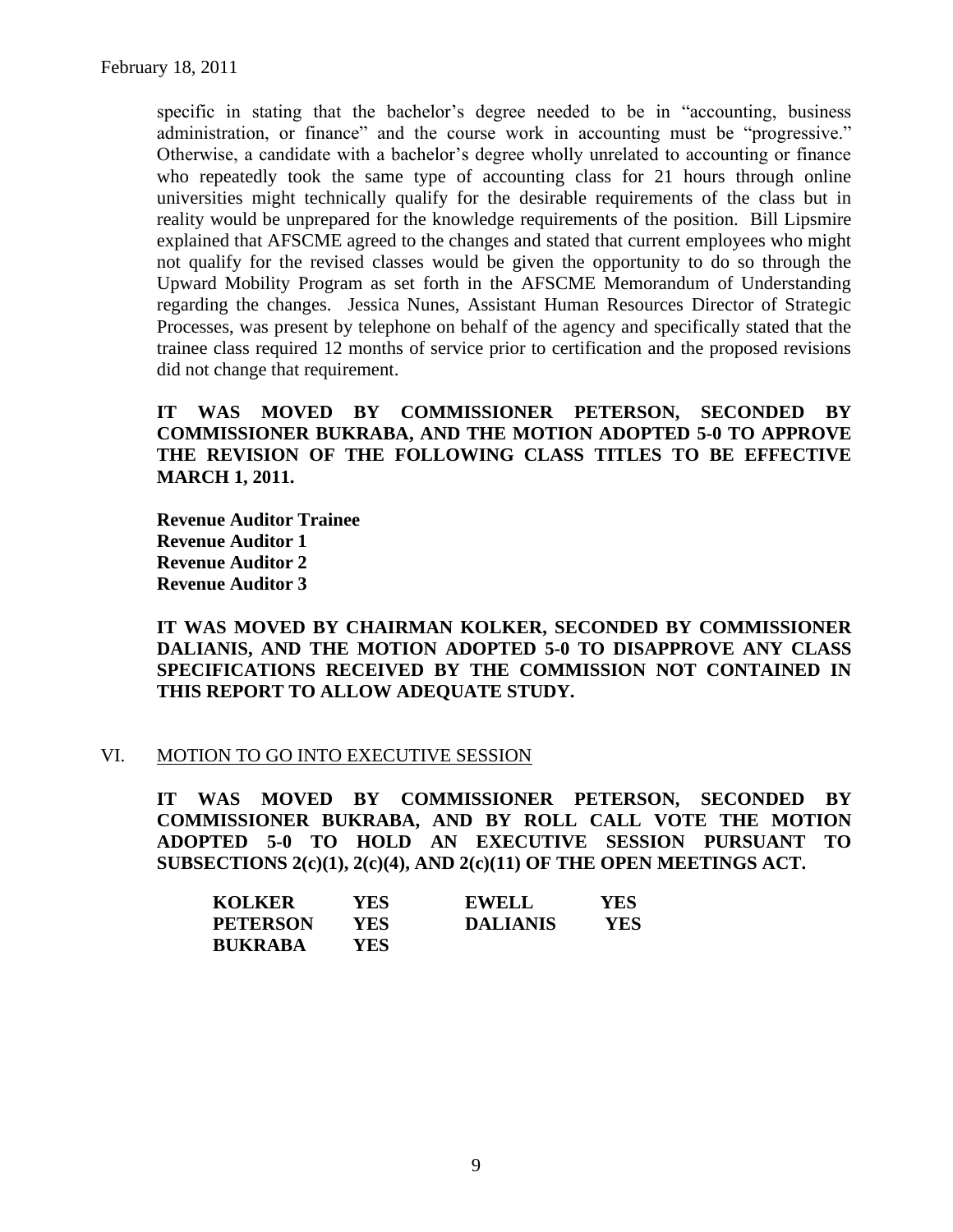specific in stating that the bachelor's degree needed to be in "accounting, business administration, or finance" and the course work in accounting must be "progressive." Otherwise, a candidate with a bachelor's degree wholly unrelated to accounting or finance who repeatedly took the same type of accounting class for 21 hours through online universities might technically qualify for the desirable requirements of the class but in reality would be unprepared for the knowledge requirements of the position. Bill Lipsmire explained that AFSCME agreed to the changes and stated that current employees who might not qualify for the revised classes would be given the opportunity to do so through the Upward Mobility Program as set forth in the AFSCME Memorandum of Understanding regarding the changes. Jessica Nunes, Assistant Human Resources Director of Strategic Processes, was present by telephone on behalf of the agency and specifically stated that the trainee class required 12 months of service prior to certification and the proposed revisions did not change that requirement.

**IT WAS MOVED BY COMMISSIONER PETERSON, SECONDED BY COMMISSIONER BUKRABA, AND THE MOTION ADOPTED 5-0 TO APPROVE THE REVISION OF THE FOLLOWING CLASS TITLES TO BE EFFECTIVE MARCH 1, 2011.**

**Revenue Auditor Trainee**
**Revenue Auditor 1**
**Revenue Auditor 2**
**Revenue Auditor 3**

**IT WAS MOVED BY CHAIRMAN KOLKER, SECONDED BY COMMISSIONER DALIANIS, AND THE MOTION ADOPTED 5-0 TO DISAPPROVE ANY CLASS SPECIFICATIONS RECEIVED BY THE COMMISSION NOT CONTAINED IN THIS REPORT TO ALLOW ADEQUATE STUDY.**

## VI. MOTION TO GO INTO EXECUTIVE SESSION

**IT WAS MOVED BY COMMISSIONER PETERSON, SECONDED BY COMMISSIONER BUKRABA, AND BY ROLL CALL VOTE THE MOTION ADOPTED 5-0 TO HOLD AN EXECUTIVE SESSION PURSUANT TO SUBSECTIONS 2(c)(1), 2(c)(4), AND 2(c)(11) OF THE OPEN MEETINGS ACT.**

| | | | |
|---|---|---|---|
| **KOLKER** | **YES** | **EWELL** | **YES** |
| **PETERSON** | **YES** | **DALIANIS** | **YES** |
| **BUKRABA** | **YES** | | |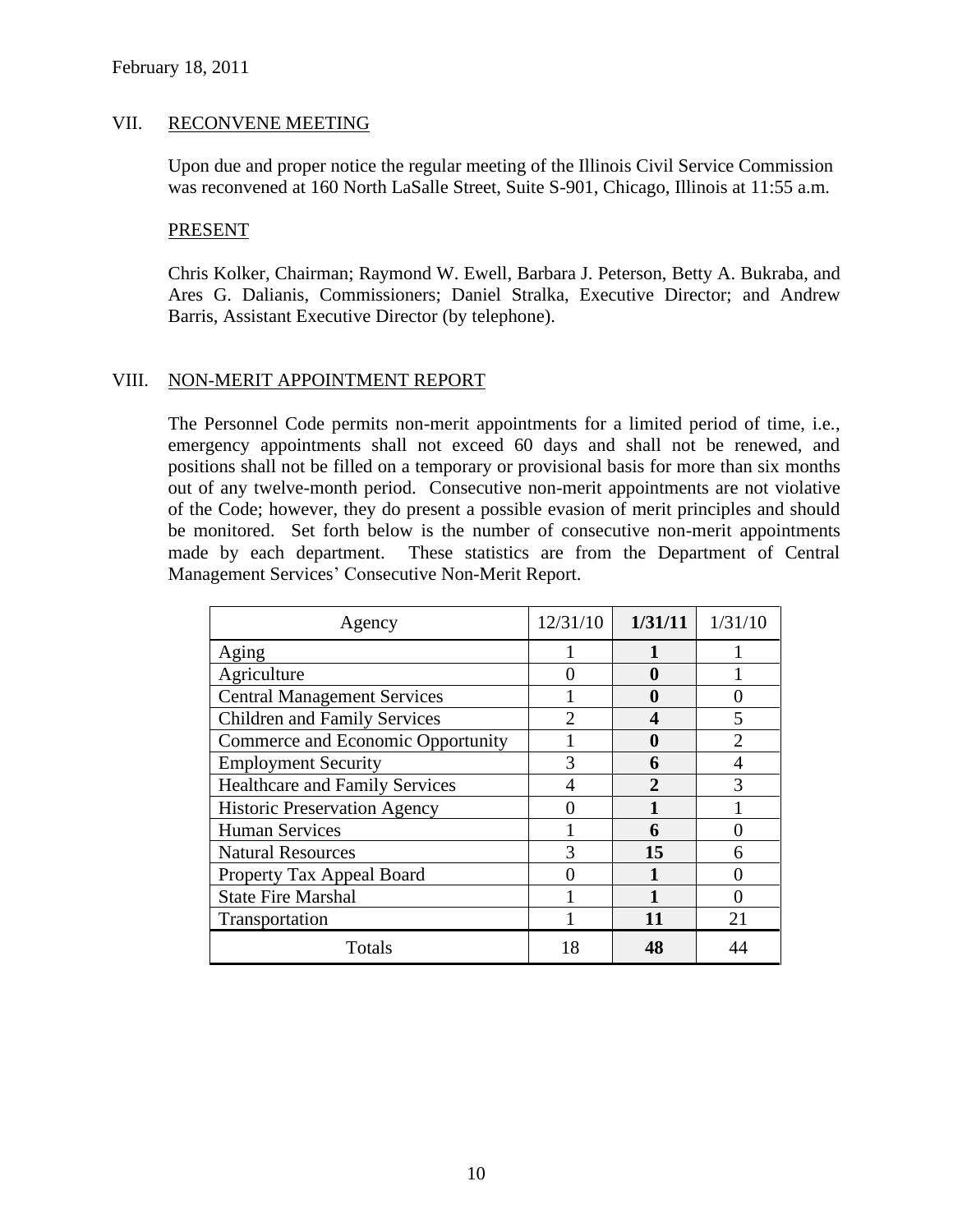February 18, 2011

## VII. RECONVENE MEETING

Upon due and proper notice the regular meeting of the Illinois Civil Service Commission was reconvened at 160 North LaSalle Street, Suite S-901, Chicago, Illinois at 11:55 a.m.

### PRESENT

Chris Kolker, Chairman; Raymond W. Ewell, Barbara J. Peterson, Betty A. Bukraba, and Ares G. Dalianis, Commissioners; Daniel Stralka, Executive Director; and Andrew Barris, Assistant Executive Director (by telephone).

## VIII. NON-MERIT APPOINTMENT REPORT

The Personnel Code permits non-merit appointments for a limited period of time, i.e., emergency appointments shall not exceed 60 days and shall not be renewed, and positions shall not be filled on a temporary or provisional basis for more than six months out of any twelve-month period. Consecutive non-merit appointments are not violative of the Code; however, they do present a possible evasion of merit principles and should be monitored. Set forth below is the number of consecutive non-merit appointments made by each department. These statistics are from the Department of Central Management Services' Consecutive Non-Merit Report.

| Agency | 12/31/10 | **1/31/11** | 1/31/10 |
|---|---|---|---|
| Aging | 1 | **1** | 1 |
| Agriculture | 0 | **0** | 1 |
| Central Management Services | 1 | **0** | 0 |
| Children and Family Services | 2 | **4** | 5 |
| Commerce and Economic Opportunity | 1 | **0** | 2 |
| Employment Security | 3 | **6** | 4 |
| Healthcare and Family Services | 4 | **2** | 3 |
| Historic Preservation Agency | 0 | **1** | 1 |
| Human Services | 1 | **6** | 0 |
| Natural Resources | 3 | **15** | 6 |
| Property Tax Appeal Board | 0 | **1** | 0 |
| State Fire Marshal | 1 | **1** | 0 |
| Transportation | 1 | **11** | 21 |
| Totals | 18 | **48** | 44 |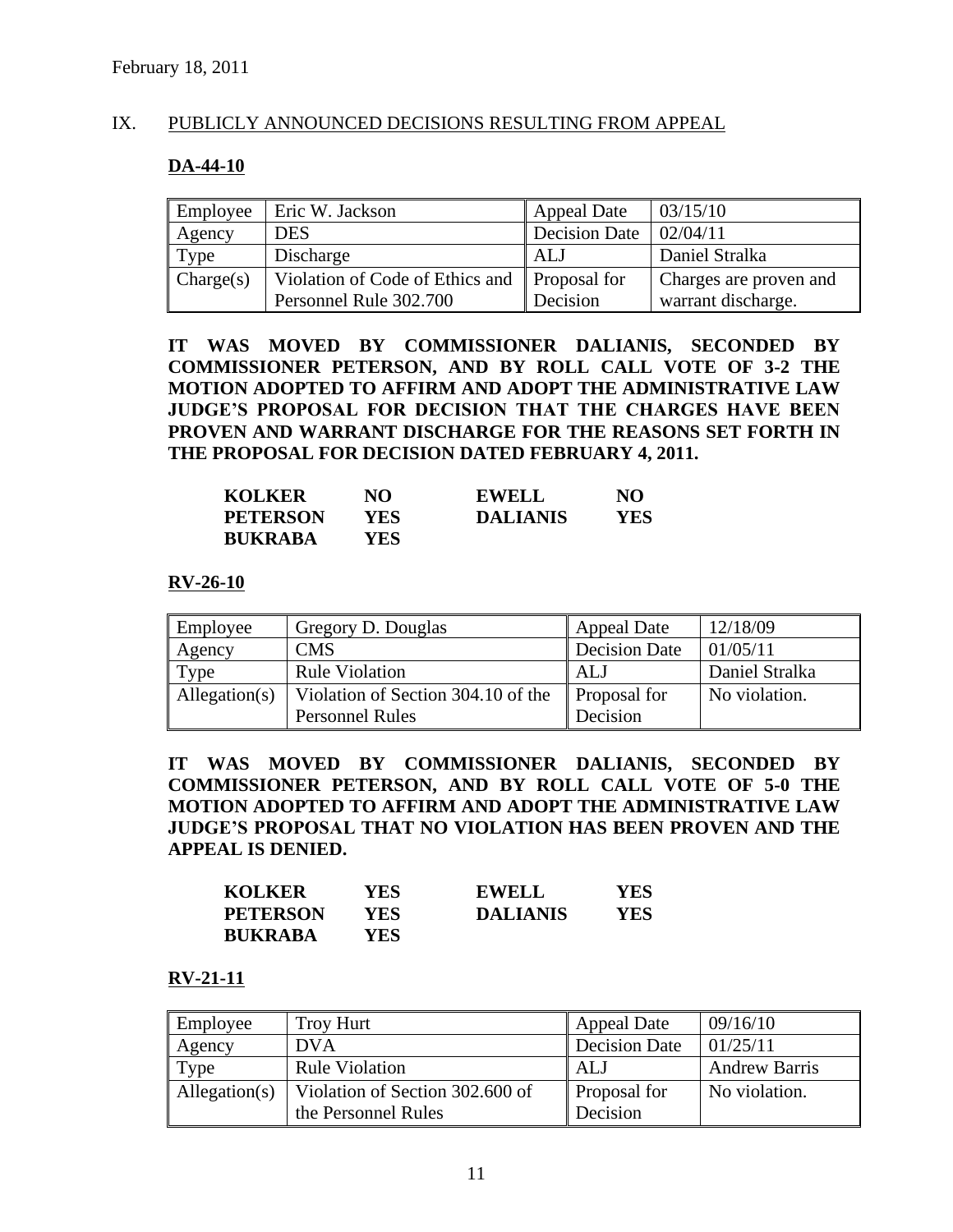February 18, 2011

## IX. PUBLICLY ANNOUNCED DECISIONS RESULTING FROM APPEAL

### DA-44-10

| Employee | Eric W. Jackson | Appeal Date | 03/15/10 |
|---|---|---|---|
| Agency | DES | Decision Date | 02/04/11 |
| Type | Discharge | ALJ | Daniel Stralka |
| Charge(s) | Violation of Code of Ethics and Personnel Rule 302.700 | Proposal for Decision | Charges are proven and warrant discharge. |

**IT WAS MOVED BY COMMISSIONER DALIANIS, SECONDED BY COMMISSIONER PETERSON, AND BY ROLL CALL VOTE OF 3-2 THE MOTION ADOPTED TO AFFIRM AND ADOPT THE ADMINISTRATIVE LAW JUDGE'S PROPOSAL FOR DECISION THAT THE CHARGES HAVE BEEN PROVEN AND WARRANT DISCHARGE FOR THE REASONS SET FORTH IN THE PROPOSAL FOR DECISION DATED FEBRUARY 4, 2011.**

| | | | |
|---|---|---|---|
| **KOLKER** | **NO** | **EWELL** | **NO** |
| **PETERSON** | **YES** | **DALIANIS** | **YES** |
| **BUKRABA** | **YES** | | |

### RV-26-10

| Employee | Gregory D. Douglas | Appeal Date | 12/18/09 |
|---|---|---|---|
| Agency | CMS | Decision Date | 01/05/11 |
| Type | Rule Violation | ALJ | Daniel Stralka |
| Allegation(s) | Violation of Section 304.10 of the Personnel Rules | Proposal for Decision | No violation. |

**IT WAS MOVED BY COMMISSIONER DALIANIS, SECONDED BY COMMISSIONER PETERSON, AND BY ROLL CALL VOTE OF 5-0 THE MOTION ADOPTED TO AFFIRM AND ADOPT THE ADMINISTRATIVE LAW JUDGE'S PROPOSAL THAT NO VIOLATION HAS BEEN PROVEN AND THE APPEAL IS DENIED.**

| | | | |
|---|---|---|---|
| **KOLKER** | **YES** | **EWELL** | **YES** |
| **PETERSON** | **YES** | **DALIANIS** | **YES** |
| **BUKRABA** | **YES** | | |

### RV-21-11

| Employee | Troy Hurt | Appeal Date | 09/16/10 |
|---|---|---|---|
| Agency | DVA | Decision Date | 01/25/11 |
| Type | Rule Violation | ALJ | Andrew Barris |
| Allegation(s) | Violation of Section 302.600 of the Personnel Rules | Proposal for Decision | No violation. |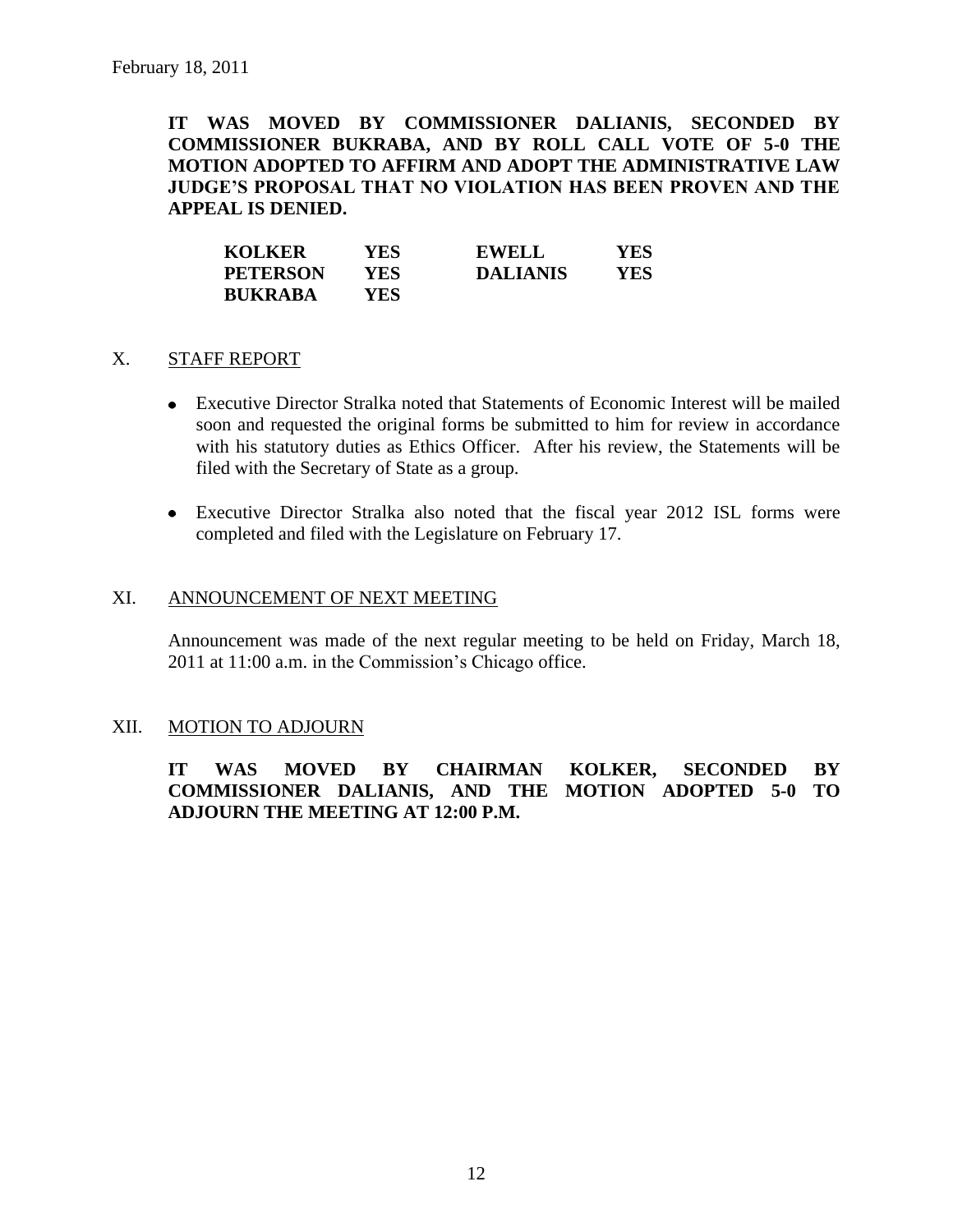February 18, 2011

**IT WAS MOVED BY COMMISSIONER DALIANIS, SECONDED BY COMMISSIONER BUKRABA, AND BY ROLL CALL VOTE OF 5-0 THE MOTION ADOPTED TO AFFIRM AND ADOPT THE ADMINISTRATIVE LAW JUDGE'S PROPOSAL THAT NO VIOLATION HAS BEEN PROVEN AND THE APPEAL IS DENIED.**

| | | | |
|---|---|---|---|
| **KOLKER** | **YES** | **EWELL** | **YES** |
| **PETERSON** | **YES** | **DALIANIS** | **YES** |
| **BUKRABA** | **YES** | | |

## X. STAFF REPORT

- Executive Director Stralka noted that Statements of Economic Interest will be mailed soon and requested the original forms be submitted to him for review in accordance with his statutory duties as Ethics Officer. After his review, the Statements will be filed with the Secretary of State as a group.
- Executive Director Stralka also noted that the fiscal year 2012 ISL forms were completed and filed with the Legislature on February 17.

## XI. ANNOUNCEMENT OF NEXT MEETING

Announcement was made of the next regular meeting to be held on Friday, March 18, 2011 at 11:00 a.m. in the Commission's Chicago office.

## XII. MOTION TO ADJOURN

**IT WAS MOVED BY CHAIRMAN KOLKER, SECONDED BY COMMISSIONER DALIANIS, AND THE MOTION ADOPTED 5-0 TO ADJOURN THE MEETING AT 12:00 P.M.**